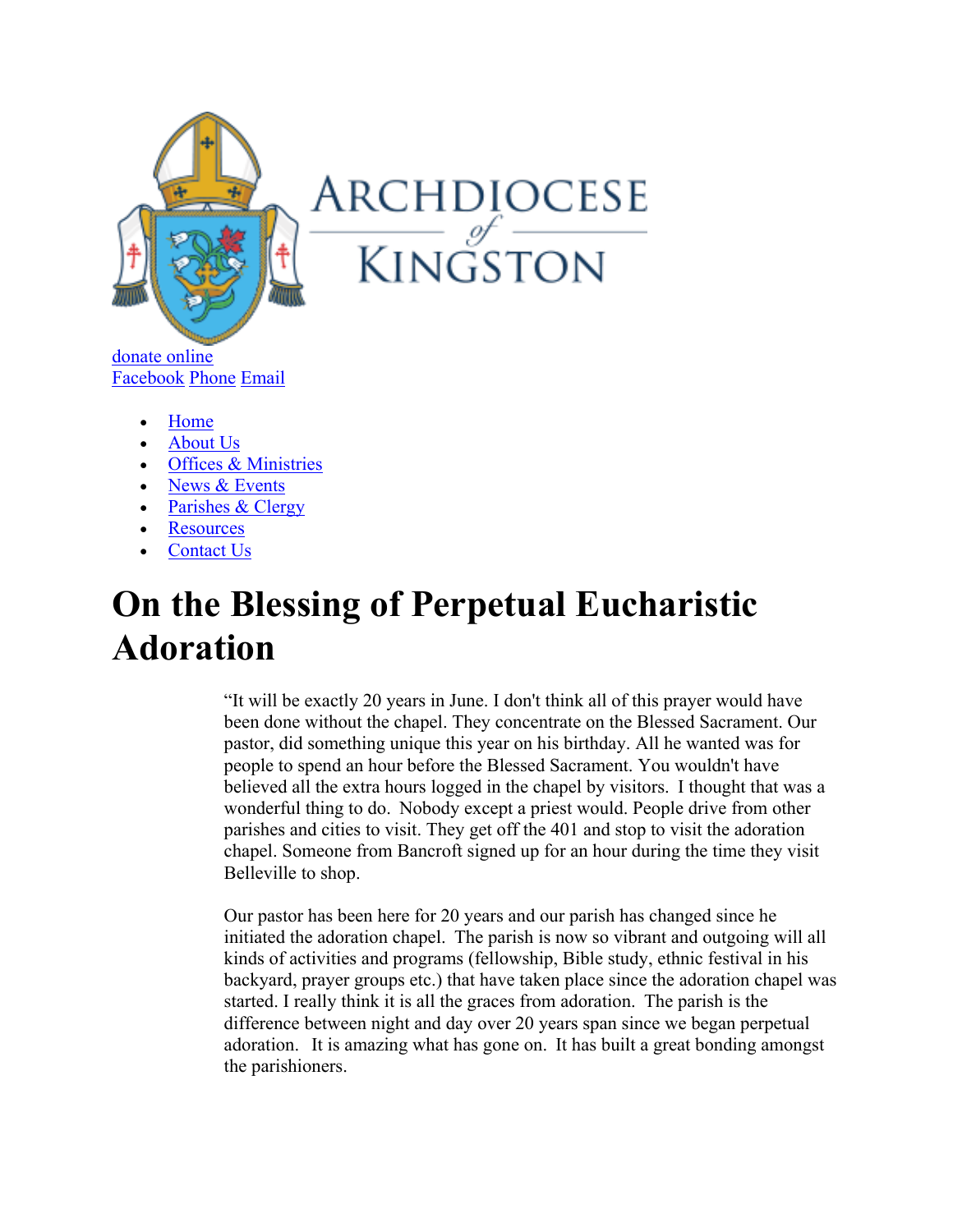ARCHDIOCESE of KINGSTON

donate online
Facebook Phone Email

- Home
- About Us
- Offices & Ministries
- News & Events
- Parishes & Clergy
- Resources
- Contact Us

# On the Blessing of Perpetual Eucharistic Adoration

"It will be exactly 20 years in June. I don't think all of this prayer would have been done without the chapel. They concentrate on the Blessed Sacrament. Our pastor, did something unique this year on his birthday. All he wanted was for people to spend an hour before the Blessed Sacrament. You wouldn't have believed all the extra hours logged in the chapel by visitors. I thought that was a wonderful thing to do. Nobody except a priest would. People drive from other parishes and cities to visit. They get off the 401 and stop to visit the adoration chapel. Someone from Bancroft signed up for an hour during the time they visit Belleville to shop.

Our pastor has been here for 20 years and our parish has changed since he initiated the adoration chapel. The parish is now so vibrant and outgoing will all kinds of activities and programs (fellowship, Bible study, ethnic festival in his backyard, prayer groups etc.) that have taken place since the adoration chapel was started. I really think it is all the graces from adoration. The parish is the difference between night and day over 20 years span since we began perpetual adoration. It is amazing what has gone on. It has built a great bonding amongst the parishioners.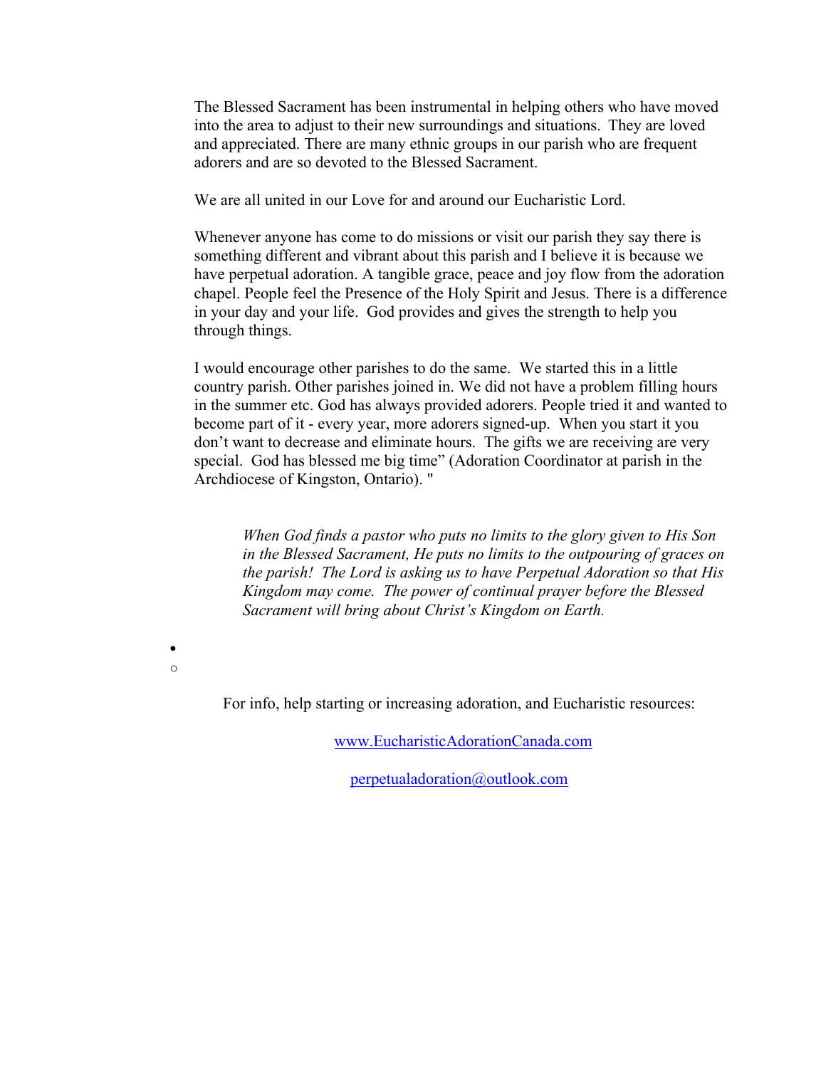The Blessed Sacrament has been instrumental in helping others who have moved into the area to adjust to their new surroundings and situations. They are loved and appreciated. There are many ethnic groups in our parish who are frequent adorers and are so devoted to the Blessed Sacrament.

We are all united in our Love for and around our Eucharistic Lord.

Whenever anyone has come to do missions or visit our parish they say there is something different and vibrant about this parish and I believe it is because we have perpetual adoration. A tangible grace, peace and joy flow from the adoration chapel. People feel the Presence of the Holy Spirit and Jesus. There is a difference in your day and your life. God provides and gives the strength to help you through things.

I would encourage other parishes to do the same. We started this in a little country parish. Other parishes joined in. We did not have a problem filling hours in the summer etc. God has always provided adorers. People tried it and wanted to become part of it - every year, more adorers signed-up. When you start it you don't want to decrease and eliminate hours. The gifts we are receiving are very special. God has blessed me big time" (Adoration Coordinator at parish in the Archdiocese of Kingston, Ontario). "

> *When God finds a pastor who puts no limits to the glory given to His Son in the Blessed Sacrament, He puts no limits to the outpouring of graces on the parish! The Lord is asking us to have Perpetual Adoration so that His Kingdom may come. The power of continual prayer before the Blessed Sacrament will bring about Christ's Kingdom on Earth.*

For info, help starting or increasing adoration, and Eucharistic resources:

www.EucharisticAdorationCanada.com

perpetualadoration@outlook.com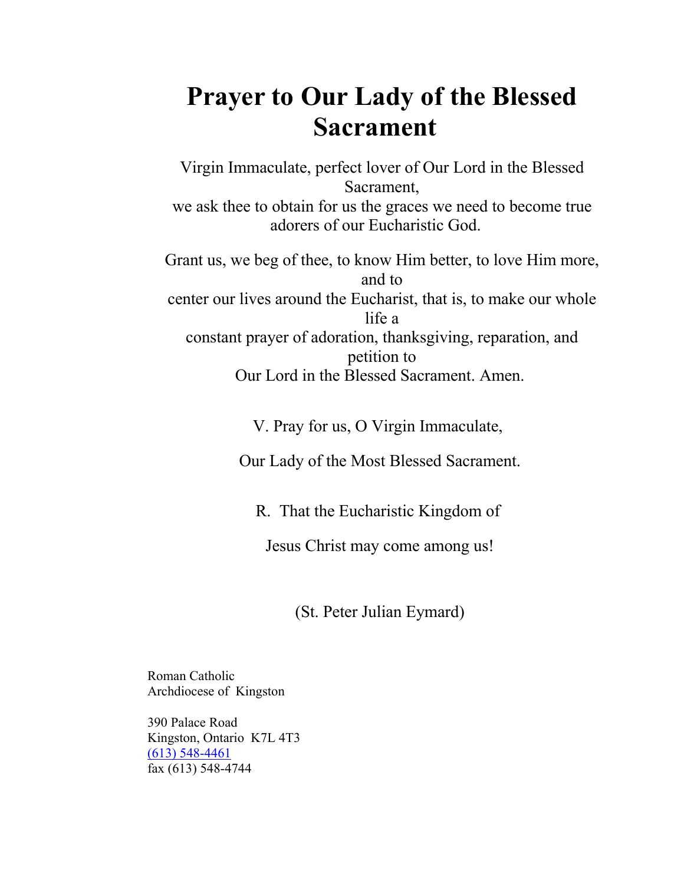# Prayer to Our Lady of the Blessed Sacrament

Virgin Immaculate, perfect lover of Our Lord in the Blessed Sacrament,
we ask thee to obtain for us the graces we need to become true adorers of our Eucharistic God.

Grant us, we beg of thee, to know Him better, to love Him more, and to
center our lives around the Eucharist, that is, to make our whole life a
constant prayer of adoration, thanksgiving, reparation, and petition to
Our Lord in the Blessed Sacrament. Amen.

V. Pray for us, O Virgin Immaculate,

Our Lady of the Most Blessed Sacrament.

R. That the Eucharistic Kingdom of

Jesus Christ may come among us!

(St. Peter Julian Eymard)

Roman Catholic
Archdiocese of Kingston

390 Palace Road
Kingston, Ontario K7L 4T3
(613) 548-4461
fax (613) 548-4744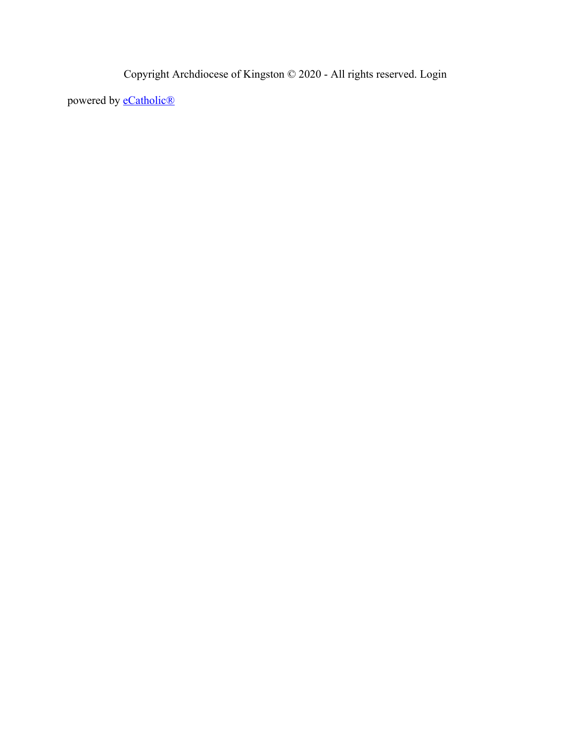Copyright Archdiocese of Kingston © 2020 - All rights reserved. Login

powered by eCatholic®